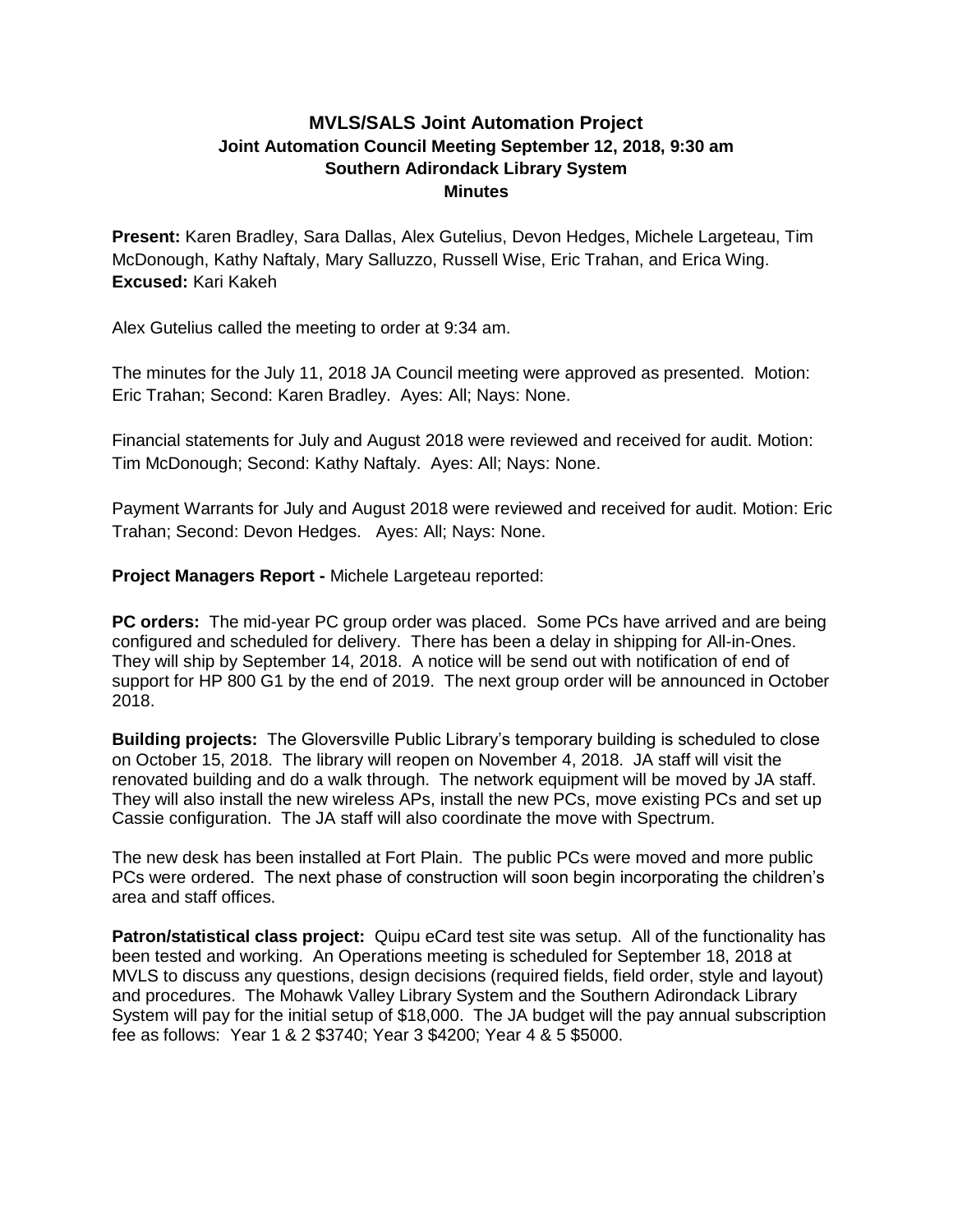# MVLS/SALS Joint Automation Project

## Joint Automation Council Meeting September 12, 2018, 9:30 am

## Southern Adirondack Library System

## Minutes

**Present:** Karen Bradley, Sara Dallas, Alex Gutelius, Devon Hedges, Michele Largeteau, Tim McDonough, Kathy Naftaly, Mary Salluzzo, Russell Wise, Eric Trahan, and Erica Wing.
**Excused:** Kari Kakeh

Alex Gutelius called the meeting to order at 9:34 am.

The minutes for the July 11, 2018 JA Council meeting were approved as presented. Motion: Eric Trahan; Second: Karen Bradley. Ayes: All; Nays: None.

Financial statements for July and August 2018 were reviewed and received for audit. Motion: Tim McDonough; Second: Kathy Naftaly. Ayes: All; Nays: None.

Payment Warrants for July and August 2018 were reviewed and received for audit. Motion: Eric Trahan; Second: Devon Hedges. Ayes: All; Nays: None.

**Project Managers Report -** Michele Largeteau reported:

**PC orders:** The mid-year PC group order was placed. Some PCs have arrived and are being configured and scheduled for delivery. There has been a delay in shipping for All-in-Ones. They will ship by September 14, 2018. A notice will be send out with notification of end of support for HP 800 G1 by the end of 2019. The next group order will be announced in October 2018.

**Building projects:** The Gloversville Public Library's temporary building is scheduled to close on October 15, 2018. The library will reopen on November 4, 2018. JA staff will visit the renovated building and do a walk through. The network equipment will be moved by JA staff. They will also install the new wireless APs, install the new PCs, move existing PCs and set up Cassie configuration. The JA staff will also coordinate the move with Spectrum.

The new desk has been installed at Fort Plain. The public PCs were moved and more public PCs were ordered. The next phase of construction will soon begin incorporating the children's area and staff offices.

**Patron/statistical class project:** Quipu eCard test site was setup. All of the functionality has been tested and working. An Operations meeting is scheduled for September 18, 2018 at MVLS to discuss any questions, design decisions (required fields, field order, style and layout) and procedures. The Mohawk Valley Library System and the Southern Adirondack Library System will pay for the initial setup of $18,000. The JA budget will the pay annual subscription fee as follows: Year 1 & 2 $3740; Year 3 $4200; Year 4 & 5 $5000.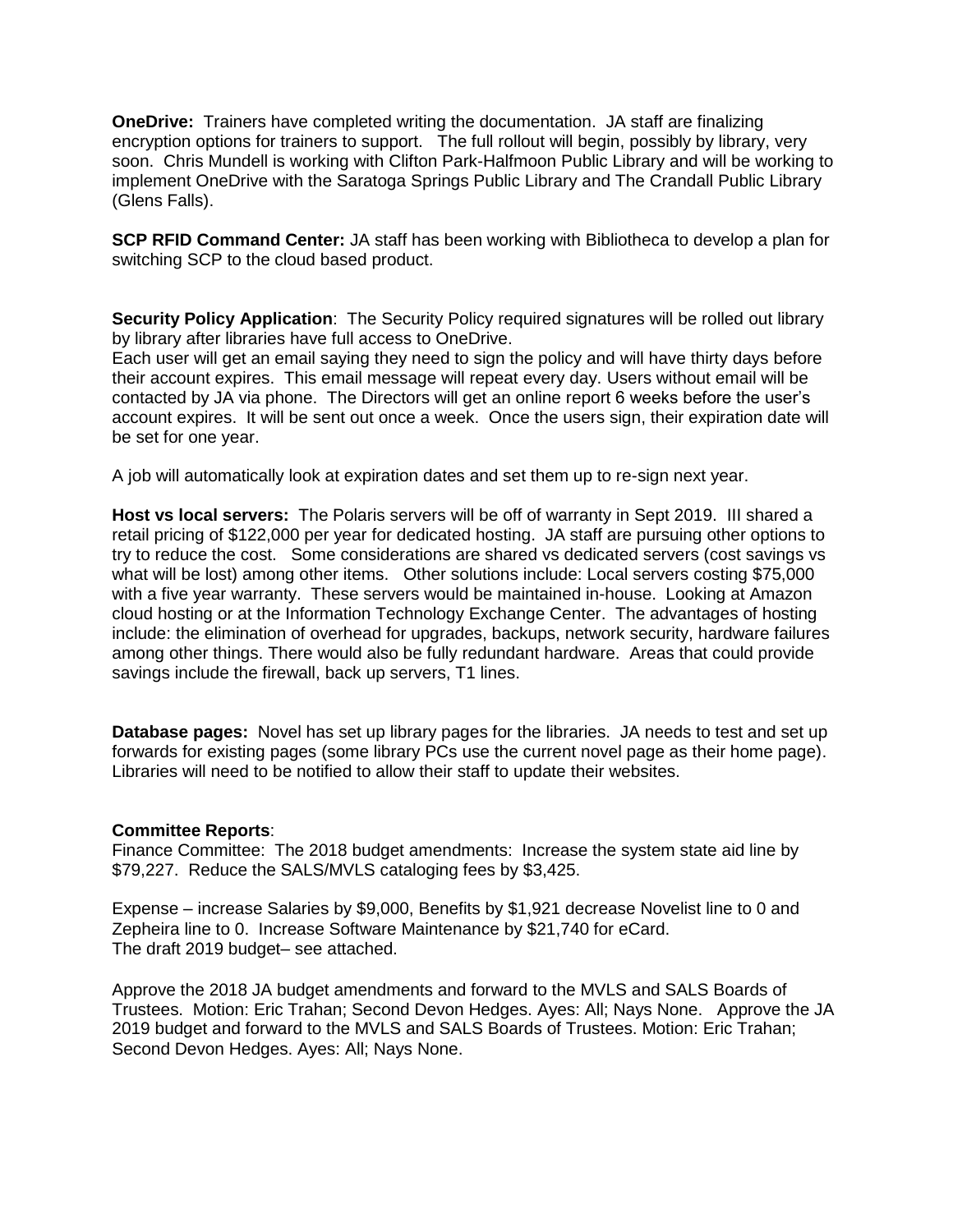**OneDrive:** Trainers have completed writing the documentation. JA staff are finalizing encryption options for trainers to support. The full rollout will begin, possibly by library, very soon. Chris Mundell is working with Clifton Park-Halfmoon Public Library and will be working to implement OneDrive with the Saratoga Springs Public Library and The Crandall Public Library (Glens Falls).

**SCP RFID Command Center:** JA staff has been working with Bibliotheca to develop a plan for switching SCP to the cloud based product.

**Security Policy Application**: The Security Policy required signatures will be rolled out library by library after libraries have full access to OneDrive.
Each user will get an email saying they need to sign the policy and will have thirty days before their account expires. This email message will repeat every day. Users without email will be contacted by JA via phone. The Directors will get an online report 6 weeks before the user's account expires. It will be sent out once a week. Once the users sign, their expiration date will be set for one year.

A job will automatically look at expiration dates and set them up to re-sign next year.

**Host vs local servers:** The Polaris servers will be off of warranty in Sept 2019. III shared a retail pricing of $122,000 per year for dedicated hosting. JA staff are pursuing other options to try to reduce the cost. Some considerations are shared vs dedicated servers (cost savings vs what will be lost) among other items. Other solutions include: Local servers costing $75,000 with a five year warranty. These servers would be maintained in-house. Looking at Amazon cloud hosting or at the Information Technology Exchange Center. The advantages of hosting include: the elimination of overhead for upgrades, backups, network security, hardware failures among other things. There would also be fully redundant hardware. Areas that could provide savings include the firewall, back up servers, T1 lines.

**Database pages:** Novel has set up library pages for the libraries. JA needs to test and set up forwards for existing pages (some library PCs use the current novel page as their home page). Libraries will need to be notified to allow their staff to update their websites.

**Committee Reports**:
Finance Committee: The 2018 budget amendments: Increase the system state aid line by $79,227. Reduce the SALS/MVLS cataloging fees by $3,425.

Expense – increase Salaries by $9,000, Benefits by $1,921 decrease Novelist line to 0 and Zepheira line to 0. Increase Software Maintenance by $21,740 for eCard.
The draft 2019 budget– see attached.

Approve the 2018 JA budget amendments and forward to the MVLS and SALS Boards of Trustees. Motion: Eric Trahan; Second Devon Hedges. Ayes: All; Nays None. Approve the JA 2019 budget and forward to the MVLS and SALS Boards of Trustees. Motion: Eric Trahan; Second Devon Hedges. Ayes: All; Nays None.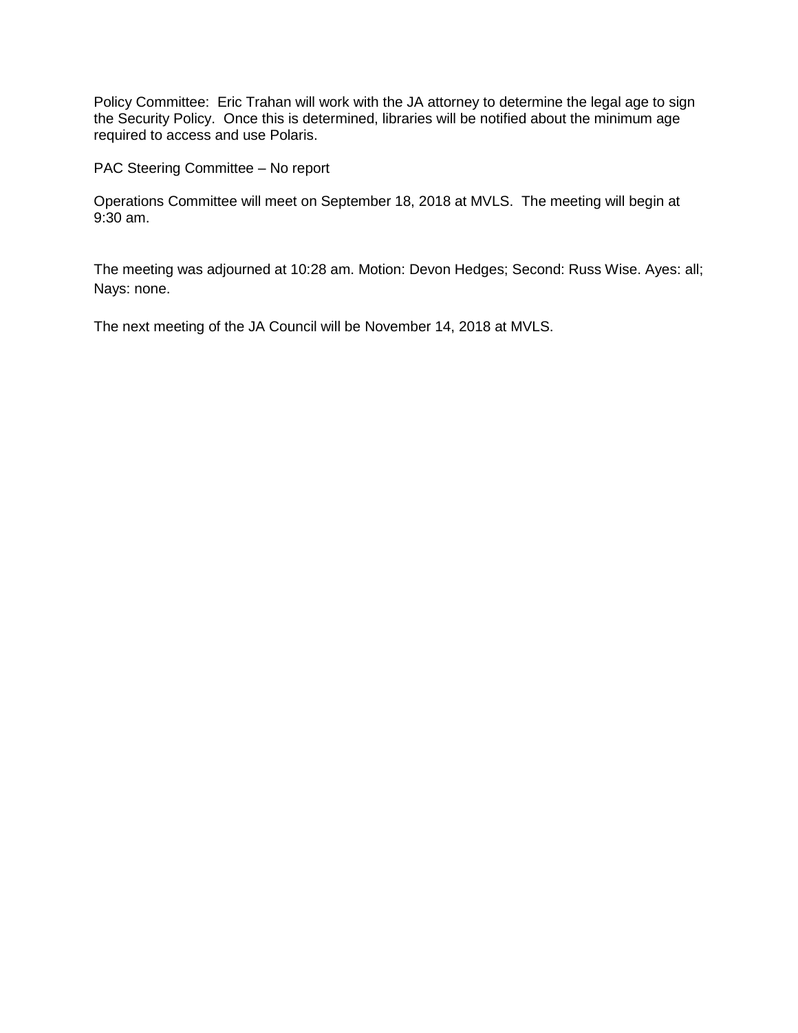Policy Committee: Eric Trahan will work with the JA attorney to determine the legal age to sign the Security Policy. Once this is determined, libraries will be notified about the minimum age required to access and use Polaris.

PAC Steering Committee – No report

Operations Committee will meet on September 18, 2018 at MVLS. The meeting will begin at 9:30 am.

The meeting was adjourned at 10:28 am. Motion: Devon Hedges; Second: Russ Wise. Ayes: all; Nays: none.

The next meeting of the JA Council will be November 14, 2018 at MVLS.